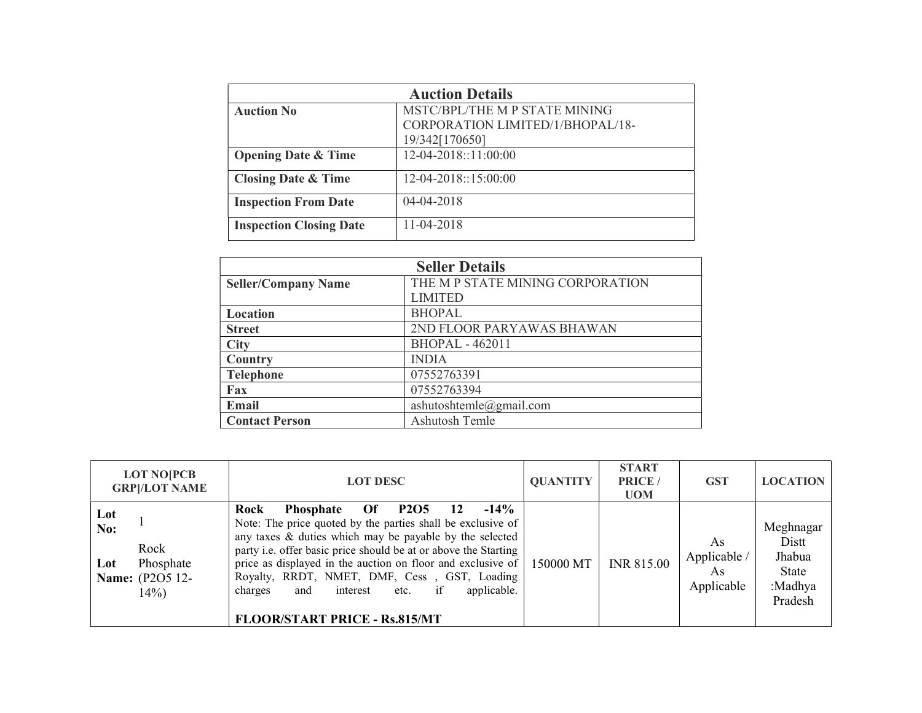| Auction Details | |
|---|---|
| **Auction No** | MSTC/BPL/THE M P STATE MINING CORPORATION LIMITED/1/BHOPAL/18-19/342[170650] |
| **Opening Date & Time** | 12-04-2018::11:00:00 |
| **Closing Date & Time** | 12-04-2018::15:00:00 |
| **Inspection From Date** | 04-04-2018 |
| **Inspection Closing Date** | 11-04-2018 |

| Seller Details | |
|---|---|
| **Seller/Company Name** | THE M P STATE MINING CORPORATION LIMITED |
| **Location** | BHOPAL |
| **Street** | 2ND FLOOR PARYAWAS BHAWAN |
| **City** | BHOPAL - 462011 |
| **Country** | INDIA |
| **Telephone** | 07552763391 |
| **Fax** | 07552763394 |
| **Email** | ashutoshtemle@gmail.com |
| **Contact Person** | Ashutosh Temle |

| LOT NO[PCB GRP]/LOT NAME | LOT DESC | QUANTITY | START PRICE / UOM | GST | LOCATION |
|---|---|---|---|---|---|
| **Lot No:** 1<br>**Lot Name:** Rock Phosphate (P2O5 12-14%) | **Rock Phosphate Of P2O5 12 -14%**<br>Note: The price quoted by the parties shall be exclusive of any taxes & duties which may be payable by the selected party i.e. offer basic price should be at or above the Starting price as displayed in the auction on floor and exclusive of Royalty, RRDT, NMET, DMF, Cess , GST, Loading charges and interest etc. if applicable.<br><br>**FLOOR/START PRICE - Rs.815/MT** | 150000 MT | INR 815.00 | As Applicable / As Applicable | Meghnagar Distt Jhabua State :Madhya Pradesh |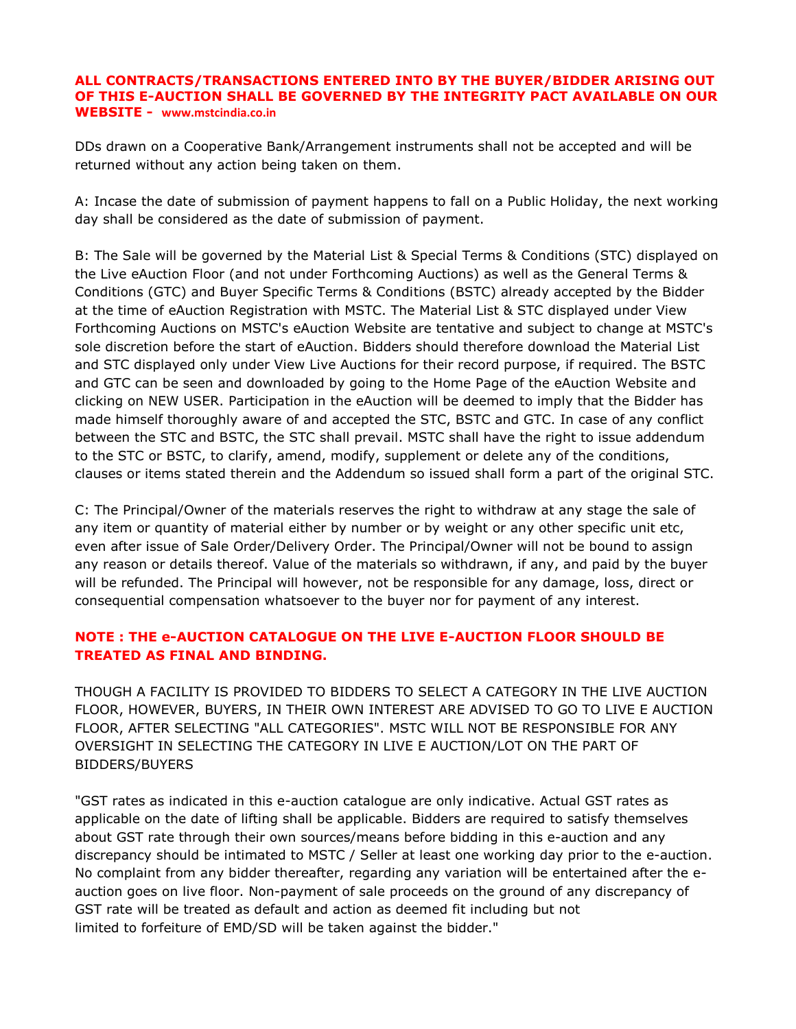**ALL CONTRACTS/TRANSACTIONS ENTERED INTO BY THE BUYER/BIDDER ARISING OUT OF THIS E-AUCTION SHALL BE GOVERNED BY THE INTEGRITY PACT AVAILABLE ON OUR WEBSITE - www.mstcindia.co.in**

DDs drawn on a Cooperative Bank/Arrangement instruments shall not be accepted and will be returned without any action being taken on them.

A: Incase the date of submission of payment happens to fall on a Public Holiday, the next working day shall be considered as the date of submission of payment.

B: The Sale will be governed by the Material List & Special Terms & Conditions (STC) displayed on the Live eAuction Floor (and not under Forthcoming Auctions) as well as the General Terms & Conditions (GTC) and Buyer Specific Terms & Conditions (BSTC) already accepted by the Bidder at the time of eAuction Registration with MSTC. The Material List & STC displayed under View Forthcoming Auctions on MSTC's eAuction Website are tentative and subject to change at MSTC's sole discretion before the start of eAuction. Bidders should therefore download the Material List and STC displayed only under View Live Auctions for their record purpose, if required. The BSTC and GTC can be seen and downloaded by going to the Home Page of the eAuction Website and clicking on NEW USER. Participation in the eAuction will be deemed to imply that the Bidder has made himself thoroughly aware of and accepted the STC, BSTC and GTC. In case of any conflict between the STC and BSTC, the STC shall prevail. MSTC shall have the right to issue addendum to the STC or BSTC, to clarify, amend, modify, supplement or delete any of the conditions, clauses or items stated therein and the Addendum so issued shall form a part of the original STC.

C: The Principal/Owner of the materials reserves the right to withdraw at any stage the sale of any item or quantity of material either by number or by weight or any other specific unit etc, even after issue of Sale Order/Delivery Order. The Principal/Owner will not be bound to assign any reason or details thereof. Value of the materials so withdrawn, if any, and paid by the buyer will be refunded. The Principal will however, not be responsible for any damage, loss, direct or consequential compensation whatsoever to the buyer nor for payment of any interest.

**NOTE : THE e-AUCTION CATALOGUE ON THE LIVE E-AUCTION FLOOR SHOULD BE TREATED AS FINAL AND BINDING.**

THOUGH A FACILITY IS PROVIDED TO BIDDERS TO SELECT A CATEGORY IN THE LIVE AUCTION FLOOR, HOWEVER, BUYERS, IN THEIR OWN INTEREST ARE ADVISED TO GO TO LIVE E AUCTION FLOOR, AFTER SELECTING "ALL CATEGORIES". MSTC WILL NOT BE RESPONSIBLE FOR ANY OVERSIGHT IN SELECTING THE CATEGORY IN LIVE E AUCTION/LOT ON THE PART OF BIDDERS/BUYERS

"GST rates as indicated in this e-auction catalogue are only indicative. Actual GST rates as applicable on the date of lifting shall be applicable. Bidders are required to satisfy themselves about GST rate through their own sources/means before bidding in this e-auction and any discrepancy should be intimated to MSTC / Seller at least one working day prior to the e-auction. No complaint from any bidder thereafter, regarding any variation will be entertained after the e-auction goes on live floor. Non-payment of sale proceeds on the ground of any discrepancy of GST rate will be treated as default and action as deemed fit including but not limited to forfeiture of EMD/SD will be taken against the bidder."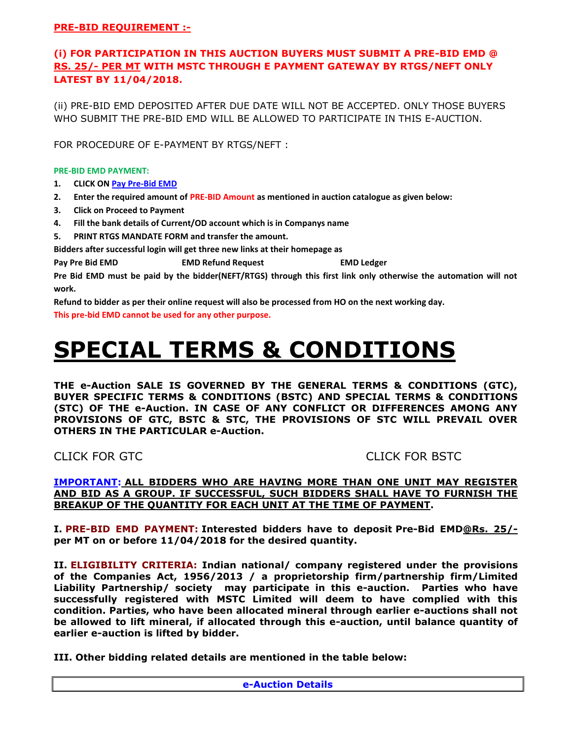**PRE-BID REQUIREMENT :-**

**(i) FOR PARTICIPATION IN THIS AUCTION BUYERS MUST SUBMIT A PRE-BID EMD @ RS. 25/- PER MT WITH MSTC THROUGH E PAYMENT GATEWAY BY RTGS/NEFT ONLY LATEST BY 11/04/2018.**

(ii) PRE-BID EMD DEPOSITED AFTER DUE DATE WILL NOT BE ACCEPTED. ONLY THOSE BUYERS WHO SUBMIT THE PRE-BID EMD WILL BE ALLOWED TO PARTICIPATE IN THIS E-AUCTION.

FOR PROCEDURE OF E-PAYMENT BY RTGS/NEFT :

**PRE-BID EMD PAYMENT:**

1. **CLICK ON Pay Pre-Bid EMD**
2. **Enter the required amount of PRE-BID Amount as mentioned in auction catalogue as given below:**
3. **Click on Proceed to Payment**
4. **Fill the bank details of Current/OD account which is in Companys name**
5. **PRINT RTGS MANDATE FORM and transfer the amount.**

**Bidders after successful login will get three new links at their homepage as**

**Pay Pre Bid EMD          EMD Refund Request          EMD Ledger**

**Pre Bid EMD must be paid by the bidder(NEFT/RTGS) through this first link only otherwise the automation will not work.**

**Refund to bidder as per their online request will also be processed from HO on the next working day.**

**This pre-bid EMD cannot be used for any other purpose.**

# SPECIAL TERMS & CONDITIONS

**THE e-Auction SALE IS GOVERNED BY THE GENERAL TERMS & CONDITIONS (GTC), BUYER SPECIFIC TERMS & CONDITIONS (BSTC) AND SPECIAL TERMS & CONDITIONS (STC) OF THE e-Auction. IN CASE OF ANY CONFLICT OR DIFFERENCES AMONG ANY PROVISIONS OF GTC, BSTC & STC, THE PROVISIONS OF STC WILL PREVAIL OVER OTHERS IN THE PARTICULAR e-Auction.**

CLICK FOR GTC          CLICK FOR BSTC

**IMPORTANT: ALL BIDDERS WHO ARE HAVING MORE THAN ONE UNIT MAY REGISTER AND BID AS A GROUP. IF SUCCESSFUL, SUCH BIDDERS SHALL HAVE TO FURNISH THE BREAKUP OF THE QUANTITY FOR EACH UNIT AT THE TIME OF PAYMENT.**

**I. PRE-BID EMD PAYMENT: Interested bidders have to deposit Pre-Bid EMD@Rs. 25/- per MT on or before 11/04/2018 for the desired quantity.**

**II. ELIGIBILITY CRITERIA: Indian national/ company registered under the provisions of the Companies Act, 1956/2013 / a proprietorship firm/partnership firm/Limited Liability Partnership/ society may participate in this e-auction. Parties who have successfully registered with MSTC Limited will deem to have complied with this condition. Parties, who have been allocated mineral through earlier e-auctions shall not be allowed to lift mineral, if allocated through this e-auction, until balance quantity of earlier e-auction is lifted by bidder.**

**III. Other bidding related details are mentioned in the table below:**

| e-Auction Details |
|---|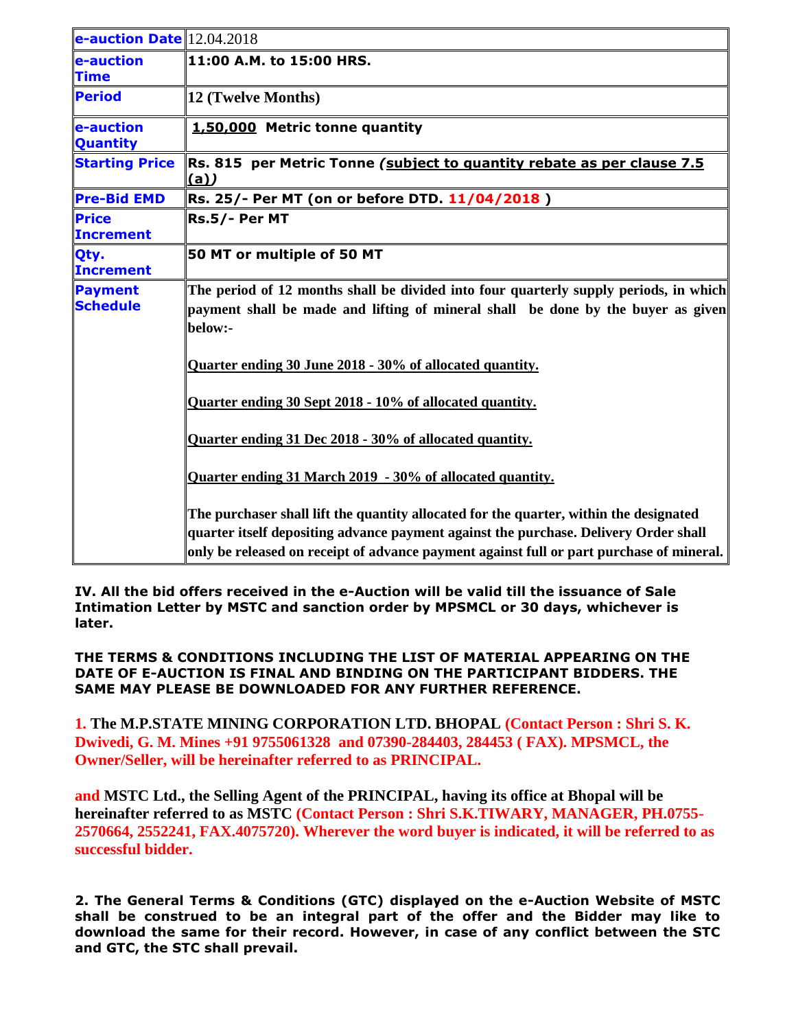| e-auction Date | 12.04.2018 |
|---|---|
| e-auction Time | **11:00 A.M. to 15:00 HRS.** |
| Period | **12 (Twelve Months)** |
| e-auction Quantity | **1,50,000 Metric tonne quantity** |
| Starting Price | **Rs. 815 per Metric Tonne *(subject to quantity rebate as per clause 7.5 (a))*** |
| Pre-Bid EMD | **Rs. 25/- Per MT (on or before DTD. 11/04/2018 )** |
| Price Increment | **Rs.5/- Per MT** |
| Qty. Increment | **50 MT or multiple of 50 MT** |
| Payment Schedule | **The period of 12 months shall be divided into four quarterly supply periods, in which payment shall be made and lifting of mineral shall be done by the buyer as given below:-**<br><br>**Quarter ending 30 June 2018 - 30% of allocated quantity.**<br><br>**Quarter ending 30 Sept 2018 - 10% of allocated quantity.**<br><br>**Quarter ending 31 Dec 2018 - 30% of allocated quantity.**<br><br>**Quarter ending 31 March 2019 - 30% of allocated quantity.**<br><br>**The purchaser shall lift the quantity allocated for the quarter, within the designated quarter itself depositing advance payment against the purchase. Delivery Order shall only be released on receipt of advance payment against full or part purchase of mineral.** |

**IV. All the bid offers received in the e-Auction will be valid till the issuance of Sale Intimation Letter by MSTC and sanction order by MPSMCL or 30 days, whichever is later.**

**THE TERMS & CONDITIONS INCLUDING THE LIST OF MATERIAL APPEARING ON THE DATE OF E-AUCTION IS FINAL AND BINDING ON THE PARTICIPANT BIDDERS. THE SAME MAY PLEASE BE DOWNLOADED FOR ANY FURTHER REFERENCE.**

**1. The M.P.STATE MINING CORPORATION LTD. BHOPAL (Contact Person : Shri S. K. Dwivedi, G. M. Mines +91 9755061328 and 07390-284403, 284453 ( FAX). MPSMCL, the Owner/Seller, will be hereinafter referred to as PRINCIPAL.**

**and MSTC Ltd., the Selling Agent of the PRINCIPAL, having its office at Bhopal will be hereinafter referred to as MSTC (Contact Person : Shri S.K.TIWARY, MANAGER, PH.0755-2570664, 2552241, FAX.4075720). Wherever the word buyer is indicated, it will be referred to as successful bidder.**

**2. The General Terms & Conditions (GTC) displayed on the e-Auction Website of MSTC shall be construed to be an integral part of the offer and the Bidder may like to download the same for their record. However, in case of any conflict between the STC and GTC, the STC shall prevail.**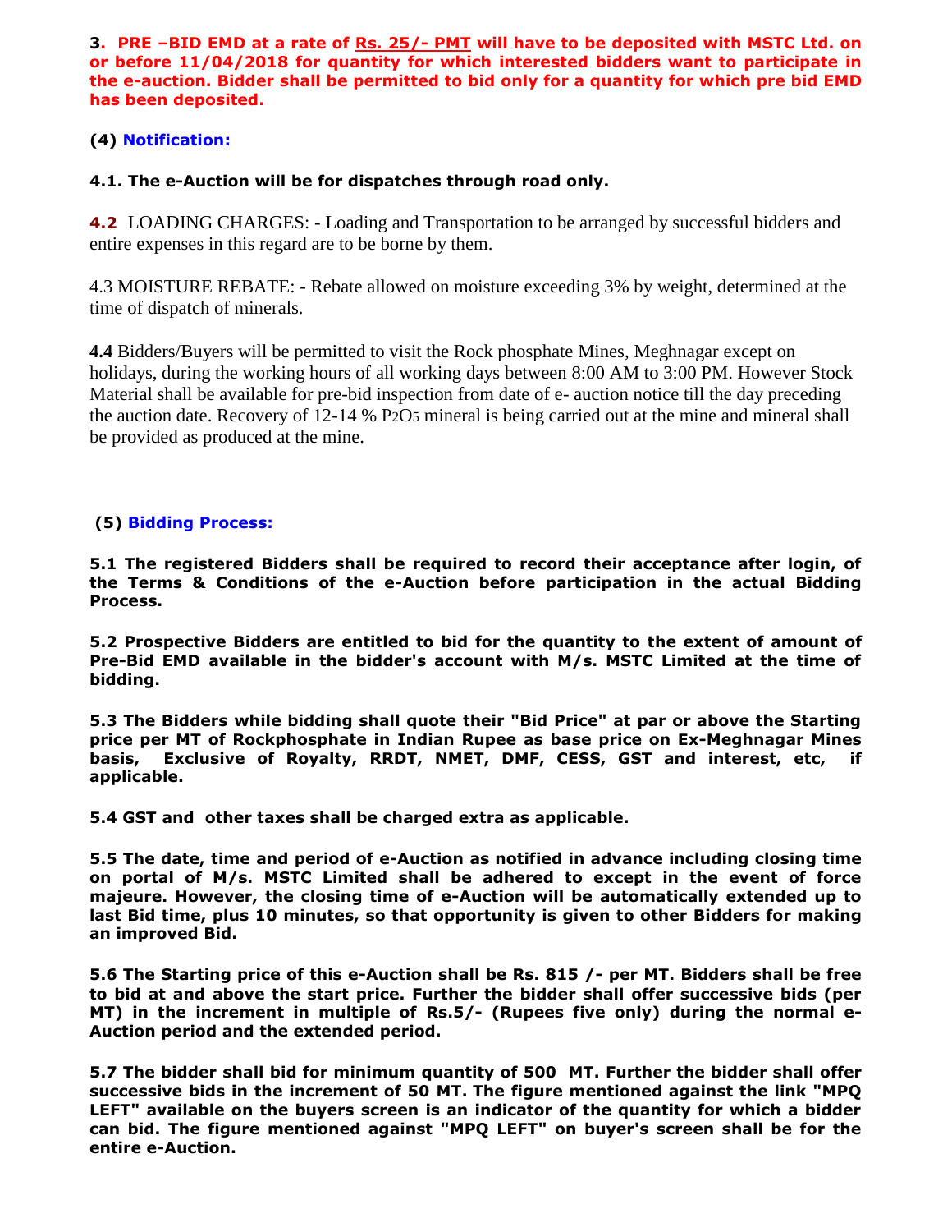**3. PRE –BID EMD at a rate of Rs. 25/- PMT will have to be deposited with MSTC Ltd. on or before 11/04/2018 for quantity for which interested bidders want to participate in the e-auction. Bidder shall be permitted to bid only for a quantity for which pre bid EMD has been deposited.**

### (4) Notification:

**4.1. The e-Auction will be for dispatches through road only.**

**4.2** LOADING CHARGES: - Loading and Transportation to be arranged by successful bidders and entire expenses in this regard are to be borne by them.

4.3 MOISTURE REBATE: - Rebate allowed on moisture exceeding 3% by weight, determined at the time of dispatch of minerals.

**4.4** Bidders/Buyers will be permitted to visit the Rock phosphate Mines, Meghnagar except on holidays, during the working hours of all working days between 8:00 AM to 3:00 PM. However Stock Material shall be available for pre-bid inspection from date of e- auction notice till the day preceding the auction date. Recovery of 12-14 % $P_2O_5$ mineral is being carried out at the mine and mineral shall be provided as produced at the mine.

### (5) Bidding Process:

**5.1 The registered Bidders shall be required to record their acceptance after login, of the Terms & Conditions of the e-Auction before participation in the actual Bidding Process.**

**5.2 Prospective Bidders are entitled to bid for the quantity to the extent of amount of Pre-Bid EMD available in the bidder's account with M/s. MSTC Limited at the time of bidding.**

**5.3 The Bidders while bidding shall quote their "Bid Price" at par or above the Starting price per MT of Rockphosphate in Indian Rupee as base price on Ex-Meghnagar Mines basis, Exclusive of Royalty, RRDT, NMET, DMF, CESS, GST and interest, etc, if applicable.**

**5.4 GST and other taxes shall be charged extra as applicable.**

**5.5 The date, time and period of e-Auction as notified in advance including closing time on portal of M/s. MSTC Limited shall be adhered to except in the event of force majeure. However, the closing time of e-Auction will be automatically extended up to last Bid time, plus 10 minutes, so that opportunity is given to other Bidders for making an improved Bid.**

**5.6 The Starting price of this e-Auction shall be Rs. 815 /- per MT. Bidders shall be free to bid at and above the start price. Further the bidder shall offer successive bids (per MT) in the increment in multiple of Rs.5/- (Rupees five only) during the normal e-Auction period and the extended period.**

**5.7 The bidder shall bid for minimum quantity of 500 MT. Further the bidder shall offer successive bids in the increment of 50 MT. The figure mentioned against the link "MPQ LEFT" available on the buyers screen is an indicator of the quantity for which a bidder can bid. The figure mentioned against "MPQ LEFT" on buyer's screen shall be for the entire e-Auction.**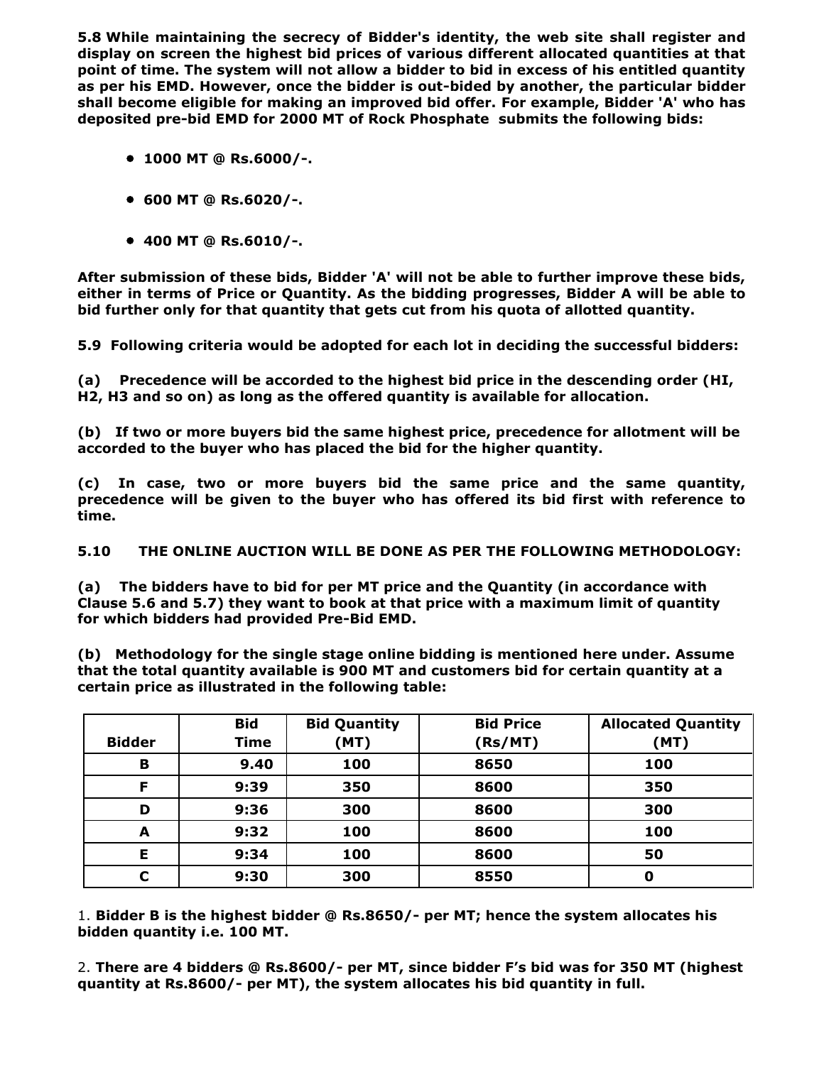**5.8 While maintaining the secrecy of Bidder's identity, the web site shall register and display on screen the highest bid prices of various different allocated quantities at that point of time. The system will not allow a bidder to bid in excess of his entitled quantity as per his EMD. However, once the bidder is out-bided by another, the particular bidder shall become eligible for making an improved bid offer. For example, Bidder 'A' who has deposited pre-bid EMD for 2000 MT of Rock Phosphate submits the following bids:**

- **1000 MT @ Rs.6000/-.**
- **600 MT @ Rs.6020/-.**
- **400 MT @ Rs.6010/-.**

**After submission of these bids, Bidder 'A' will not be able to further improve these bids, either in terms of Price or Quantity. As the bidding progresses, Bidder A will be able to bid further only for that quantity that gets cut from his quota of allotted quantity.**

**5.9 Following criteria would be adopted for each lot in deciding the successful bidders:**

**(a) Precedence will be accorded to the highest bid price in the descending order (HI, H2, H3 and so on) as long as the offered quantity is available for allocation.**

**(b) If two or more buyers bid the same highest price, precedence for allotment will be accorded to the buyer who has placed the bid for the higher quantity.**

**(c) In case, two or more buyers bid the same price and the same quantity, precedence will be given to the buyer who has offered its bid first with reference to time.**

**5.10 THE ONLINE AUCTION WILL BE DONE AS PER THE FOLLOWING METHODOLOGY:**

**(a) The bidders have to bid for per MT price and the Quantity (in accordance with Clause 5.6 and 5.7) they want to book at that price with a maximum limit of quantity for which bidders had provided Pre-Bid EMD.**

**(b) Methodology for the single stage online bidding is mentioned here under. Assume that the total quantity available is 900 MT and customers bid for certain quantity at a certain price as illustrated in the following table:**

| Bidder | Bid Time | Bid Quantity (MT) | Bid Price (Rs/MT) | Allocated Quantity (MT) |
|---|---|---|---|---|
| B | 9.40 | 100 | 8650 | 100 |
| F | 9:39 | 350 | 8600 | 350 |
| D | 9:36 | 300 | 8600 | 300 |
| A | 9:32 | 100 | 8600 | 100 |
| E | 9:34 | 100 | 8600 | 50 |
| C | 9:30 | 300 | 8550 | 0 |

1. **Bidder B is the highest bidder @ Rs.8650/- per MT; hence the system allocates his bidden quantity i.e. 100 MT.**

2. **There are 4 bidders @ Rs.8600/- per MT, since bidder F's bid was for 350 MT (highest quantity at Rs.8600/- per MT), the system allocates his bid quantity in full.**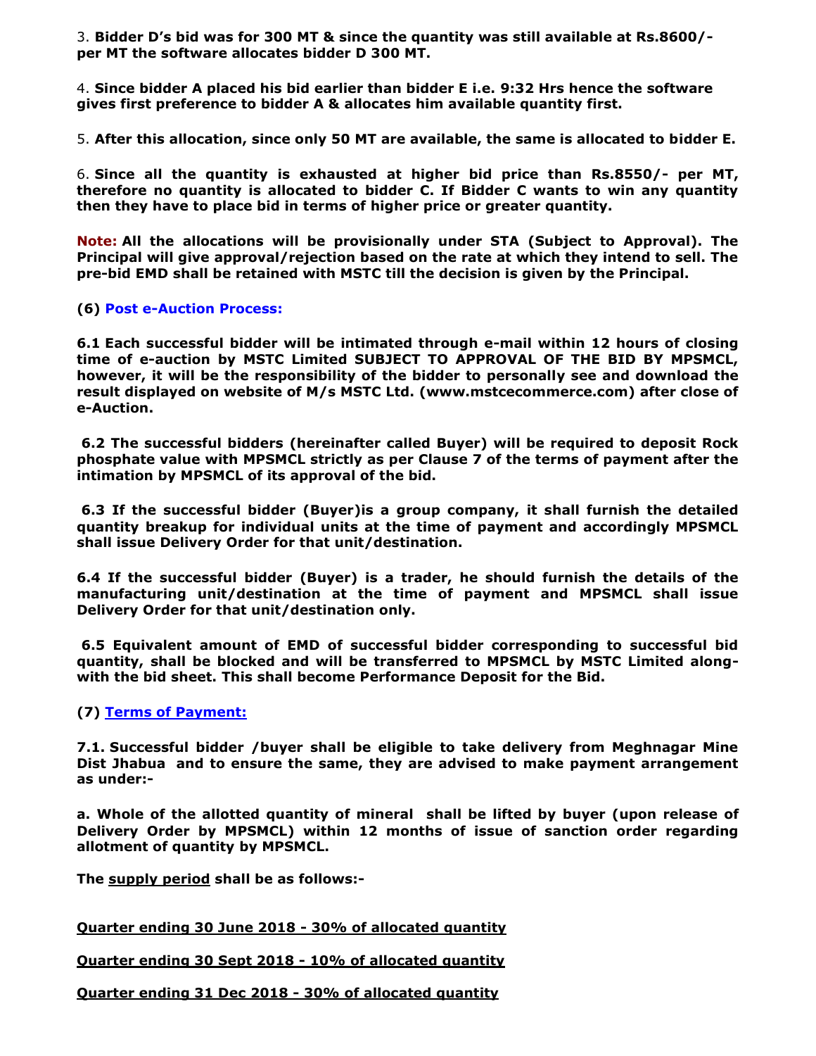3. **Bidder D's bid was for 300 MT & since the quantity was still available at Rs.8600/- per MT the software allocates bidder D 300 MT.**

4. **Since bidder A placed his bid earlier than bidder E i.e. 9:32 Hrs hence the software gives first preference to bidder A & allocates him available quantity first.**

5. **After this allocation, since only 50 MT are available, the same is allocated to bidder E.**

6. **Since all the quantity is exhausted at higher bid price than Rs.8550/- per MT, therefore no quantity is allocated to bidder C. If Bidder C wants to win any quantity then they have to place bid in terms of higher price or greater quantity.**

**Note: All the allocations will be provisionally under STA (Subject to Approval). The Principal will give approval/rejection based on the rate at which they intend to sell. The pre-bid EMD shall be retained with MSTC till the decision is given by the Principal.**

### (6) Post e-Auction Process:

**6.1 Each successful bidder will be intimated through e-mail within 12 hours of closing time of e-auction by MSTC Limited SUBJECT TO APPROVAL OF THE BID BY MPSMCL, however, it will be the responsibility of the bidder to personally see and download the result displayed on website of M/s MSTC Ltd. (www.mstcecommerce.com) after close of e-Auction.**

**6.2 The successful bidders (hereinafter called Buyer) will be required to deposit Rock phosphate value with MPSMCL strictly as per Clause 7 of the terms of payment after the intimation by MPSMCL of its approval of the bid.**

**6.3 If the successful bidder (Buyer)is a group company, it shall furnish the detailed quantity breakup for individual units at the time of payment and accordingly MPSMCL shall issue Delivery Order for that unit/destination.**

**6.4 If the successful bidder (Buyer) is a trader, he should furnish the details of the manufacturing unit/destination at the time of payment and MPSMCL shall issue Delivery Order for that unit/destination only.**

**6.5 Equivalent amount of EMD of successful bidder corresponding to successful bid quantity, shall be blocked and will be transferred to MPSMCL by MSTC Limited along-with the bid sheet. This shall become Performance Deposit for the Bid.**

### (7) Terms of Payment:

**7.1. Successful bidder /buyer shall be eligible to take delivery from Meghnagar Mine Dist Jhabua and to ensure the same, they are advised to make payment arrangement as under:-**

**a. Whole of the allotted quantity of mineral shall be lifted by buyer (upon release of Delivery Order by MPSMCL) within 12 months of issue of sanction order regarding allotment of quantity by MPSMCL.**

**The supply period shall be as follows:-**

**Quarter ending 30 June 2018 - 30% of allocated quantity**

**Quarter ending 30 Sept 2018 - 10% of allocated quantity**

**Quarter ending 31 Dec 2018 - 30% of allocated quantity**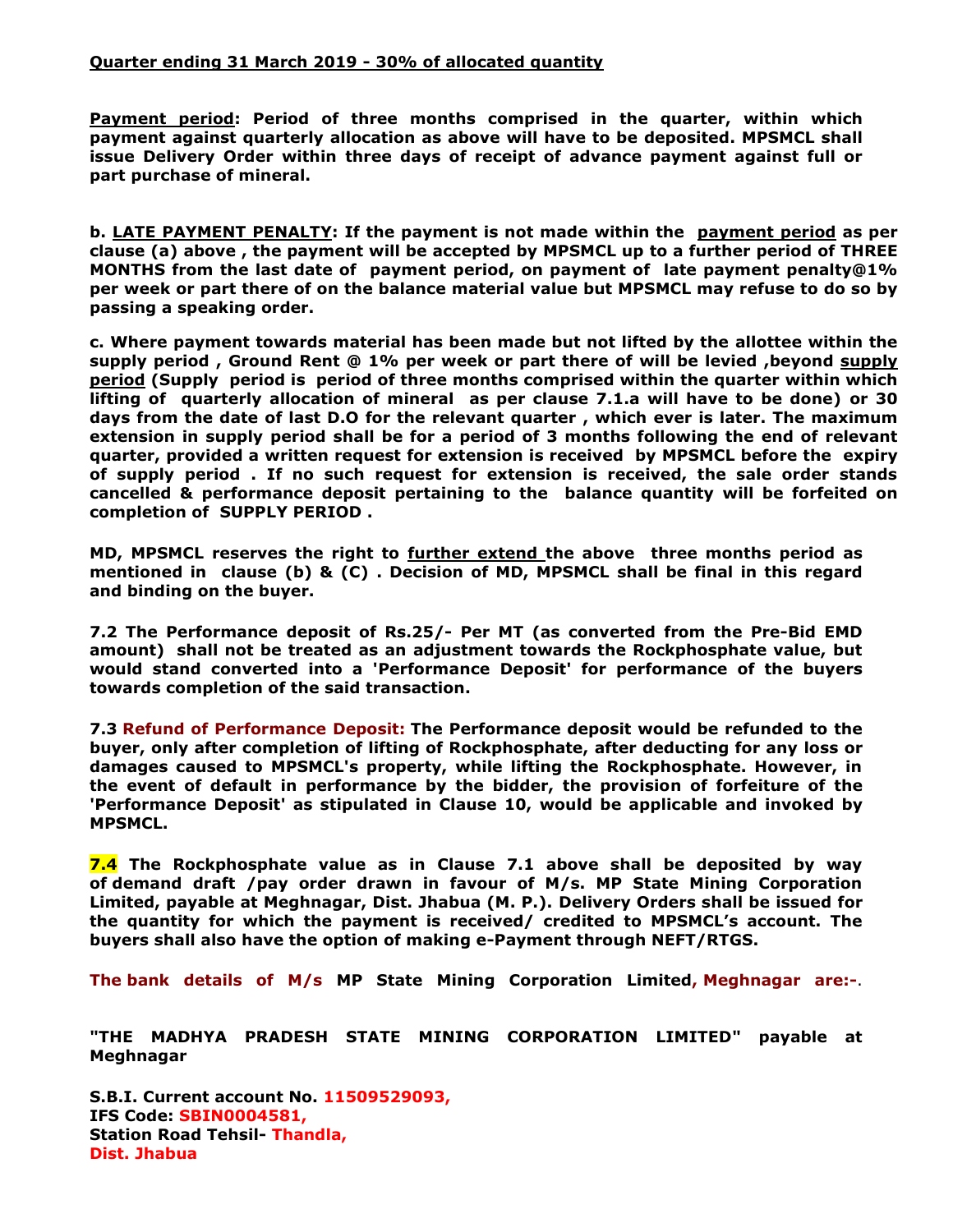**Quarter ending 31 March 2019 - 30% of allocated quantity**

**Payment period: Period of three months comprised in the quarter, within which payment against quarterly allocation as above will have to be deposited. MPSMCL shall issue Delivery Order within three days of receipt of advance payment against full or part purchase of mineral.**

**b. LATE PAYMENT PENALTY: If the payment is not made within the payment period as per clause (a) above , the payment will be accepted by MPSMCL up to a further period of THREE MONTHS from the last date of payment period, on payment of late payment penalty@1% per week or part there of on the balance material value but MPSMCL may refuse to do so by passing a speaking order.**

**c. Where payment towards material has been made but not lifted by the allottee within the supply period , Ground Rent @ 1% per week or part there of will be levied ,beyond supply period (Supply period is period of three months comprised within the quarter within which lifting of quarterly allocation of mineral as per clause 7.1.a will have to be done) or 30 days from the date of last D.O for the relevant quarter , which ever is later. The maximum extension in supply period shall be for a period of 3 months following the end of relevant quarter, provided a written request for extension is received by MPSMCL before the expiry of supply period . If no such request for extension is received, the sale order stands cancelled & performance deposit pertaining to the balance quantity will be forfeited on completion of SUPPLY PERIOD .**

**MD, MPSMCL reserves the right to further extend the above three months period as mentioned in clause (b) & (C) . Decision of MD, MPSMCL shall be final in this regard and binding on the buyer.**

**7.2 The Performance deposit of Rs.25/- Per MT (as converted from the Pre-Bid EMD amount) shall not be treated as an adjustment towards the Rockphosphate value, but would stand converted into a 'Performance Deposit' for performance of the buyers towards completion of the said transaction.**

**7.3 Refund of Performance Deposit: The Performance deposit would be refunded to the buyer, only after completion of lifting of Rockphosphate, after deducting for any loss or damages caused to MPSMCL's property, while lifting the Rockphosphate. However, in the event of default in performance by the bidder, the provision of forfeiture of the 'Performance Deposit' as stipulated in Clause 10, would be applicable and invoked by MPSMCL.**

**7.4 The Rockphosphate value as in Clause 7.1 above shall be deposited by way of demand draft /pay order drawn in favour of M/s. MP State Mining Corporation Limited, payable at Meghnagar, Dist. Jhabua (M. P.). Delivery Orders shall be issued for the quantity for which the payment is received/ credited to MPSMCL's account. The buyers shall also have the option of making e-Payment through NEFT/RTGS.**

**The bank details of M/s MP State Mining Corporation Limited, Meghnagar are:-**.

**"THE MADHYA PRADESH STATE MINING CORPORATION LIMITED" payable at Meghnagar**

**S.B.I. Current account No. 11509529093,**
**IFS Code: SBIN0004581,**
**Station Road Tehsil- Thandla,**
**Dist. Jhabua**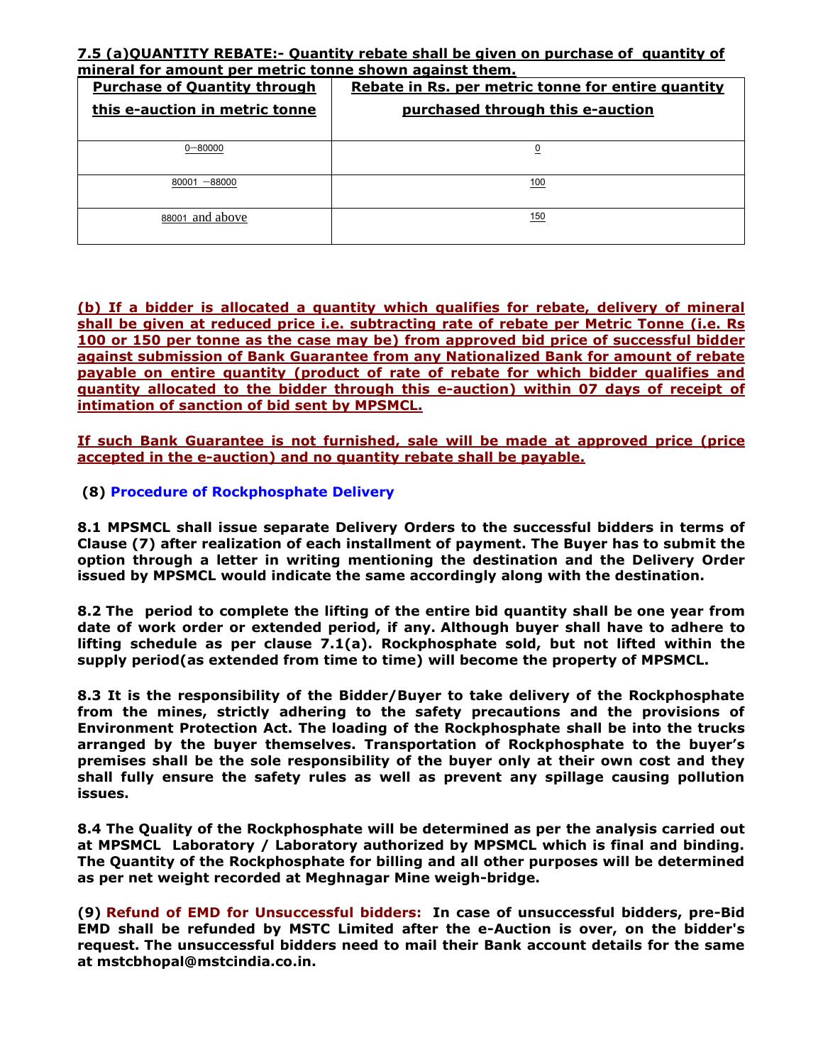**7.5 (a)QUANTITY REBATE:- Quantity rebate shall be given on purchase of quantity of mineral for amount per metric tonne shown against them.**

| Purchase of Quantity through this e-auction in metric tonne | Rebate in Rs. per metric tonne for entire quantity purchased through this e-auction |
|---|---|
| 0—80000 | 0 |
| 80001 —88000 | 100 |
| 88001 and above | 150 |

**(b) If a bidder is allocated a quantity which qualifies for rebate, delivery of mineral shall be given at reduced price i.e. subtracting rate of rebate per Metric Tonne (i.e. Rs 100 or 150 per tonne as the case may be) from approved bid price of successful bidder against submission of Bank Guarantee from any Nationalized Bank for amount of rebate payable on entire quantity (product of rate of rebate for which bidder qualifies and quantity allocated to the bidder through this e-auction) within 07 days of receipt of intimation of sanction of bid sent by MPSMCL.**

**If such Bank Guarantee is not furnished, sale will be made at approved price (price accepted in the e-auction) and no quantity rebate shall be payable.**

**(8) Procedure of Rockphosphate Delivery**

**8.1 MPSMCL shall issue separate Delivery Orders to the successful bidders in terms of Clause (7) after realization of each installment of payment. The Buyer has to submit the option through a letter in writing mentioning the destination and the Delivery Order issued by MPSMCL would indicate the same accordingly along with the destination.**

**8.2 The period to complete the lifting of the entire bid quantity shall be one year from date of work order or extended period, if any. Although buyer shall have to adhere to lifting schedule as per clause 7.1(a). Rockphosphate sold, but not lifted within the supply period(as extended from time to time) will become the property of MPSMCL.**

**8.3 It is the responsibility of the Bidder/Buyer to take delivery of the Rockphosphate from the mines, strictly adhering to the safety precautions and the provisions of Environment Protection Act. The loading of the Rockphosphate shall be into the trucks arranged by the buyer themselves. Transportation of Rockphosphate to the buyer's premises shall be the sole responsibility of the buyer only at their own cost and they shall fully ensure the safety rules as well as prevent any spillage causing pollution issues.**

**8.4 The Quality of the Rockphosphate will be determined as per the analysis carried out at MPSMCL Laboratory / Laboratory authorized by MPSMCL which is final and binding. The Quantity of the Rockphosphate for billing and all other purposes will be determined as per net weight recorded at Meghnagar Mine weigh-bridge.**

**(9) Refund of EMD for Unsuccessful bidders: In case of unsuccessful bidders, pre-Bid EMD shall be refunded by MSTC Limited after the e-Auction is over, on the bidder's request. The unsuccessful bidders need to mail their Bank account details for the same at mstcbhopal@mstcindia.co.in.**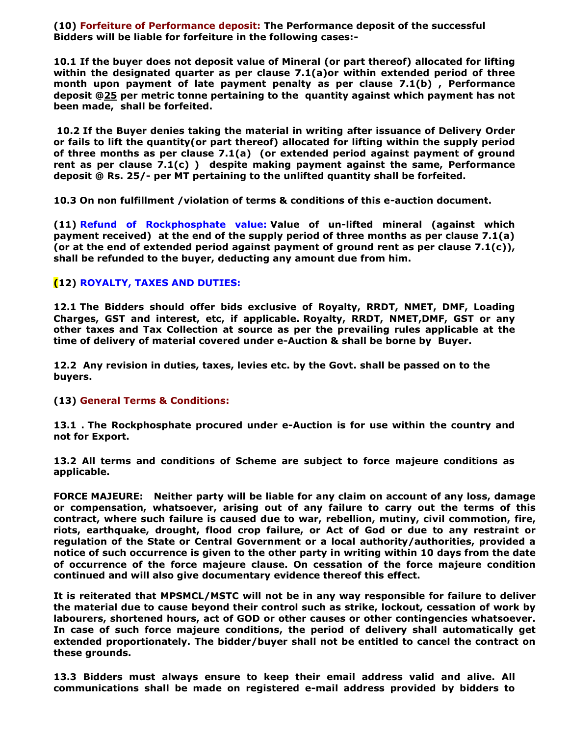**(10) Forfeiture of Performance deposit: The Performance deposit of the successful Bidders will be liable for forfeiture in the following cases:-**

**10.1 If the buyer does not deposit value of Mineral (or part thereof) allocated for lifting within the designated quarter as per clause 7.1(a)or within extended period of three month upon payment of late payment penalty as per clause 7.1(b) , Performance deposit @25 per metric tonne pertaining to the quantity against which payment has not been made, shall be forfeited.**

**10.2 If the Buyer denies taking the material in writing after issuance of Delivery Order or fails to lift the quantity(or part thereof) allocated for lifting within the supply period of three months as per clause 7.1(a) (or extended period against payment of ground rent as per clause 7.1(c) ) despite making payment against the same, Performance deposit @ Rs. 25/- per MT pertaining to the unlifted quantity shall be forfeited.**

**10.3 On non fulfillment /violation of terms & conditions of this e-auction document.**

**(11) Refund of Rockphosphate value: Value of un-lifted mineral (against which payment received) at the end of the supply period of three months as per clause 7.1(a) (or at the end of extended period against payment of ground rent as per clause 7.1(c)), shall be refunded to the buyer, deducting any amount due from him.**

**(12) ROYALTY, TAXES AND DUTIES:**

**12.1 The Bidders should offer bids exclusive of Royalty, RRDT, NMET, DMF, Loading Charges, GST and interest, etc, if applicable. Royalty, RRDT, NMET,DMF, GST or any other taxes and Tax Collection at source as per the prevailing rules applicable at the time of delivery of material covered under e-Auction & shall be borne by Buyer.**

**12.2 Any revision in duties, taxes, levies etc. by the Govt. shall be passed on to the buyers.**

**(13) General Terms & Conditions:**

**13.1 . The Rockphosphate procured under e-Auction is for use within the country and not for Export.**

**13.2 All terms and conditions of Scheme are subject to force majeure conditions as applicable.**

**FORCE MAJEURE: Neither party will be liable for any claim on account of any loss, damage or compensation, whatsoever, arising out of any failure to carry out the terms of this contract, where such failure is caused due to war, rebellion, mutiny, civil commotion, fire, riots, earthquake, drought, flood crop failure, or Act of God or due to any restraint or regulation of the State or Central Government or a local authority/authorities, provided a notice of such occurrence is given to the other party in writing within 10 days from the date of occurrence of the force majeure clause. On cessation of the force majeure condition continued and will also give documentary evidence thereof this effect.**

**It is reiterated that MPSMCL/MSTC will not be in any way responsible for failure to deliver the material due to cause beyond their control such as strike, lockout, cessation of work by labourers, shortened hours, act of GOD or other causes or other contingencies whatsoever. In case of such force majeure conditions, the period of delivery shall automatically get extended proportionately. The bidder/buyer shall not be entitled to cancel the contract on these grounds.**

**13.3 Bidders must always ensure to keep their email address valid and alive. All communications shall be made on registered e-mail address provided by bidders to**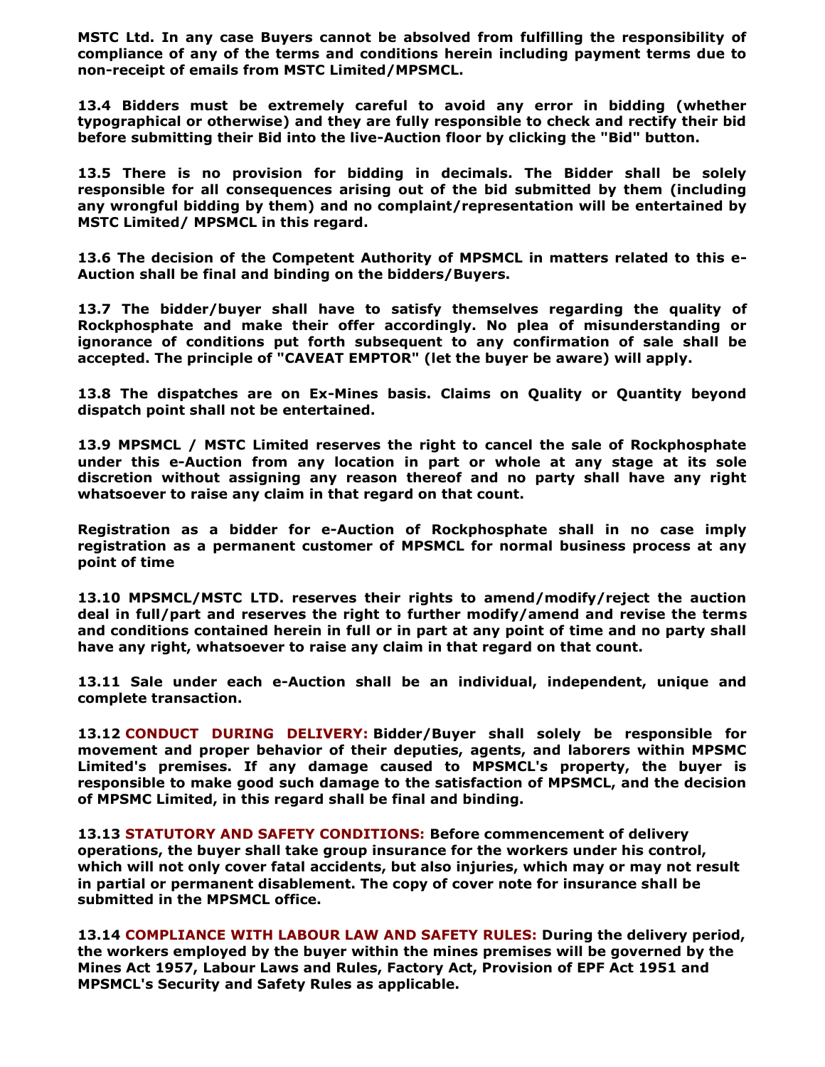**MSTC Ltd. In any case Buyers cannot be absolved from fulfilling the responsibility of compliance of any of the terms and conditions herein including payment terms due to non-receipt of emails from MSTC Limited/MPSMCL.**

**13.4 Bidders must be extremely careful to avoid any error in bidding (whether typographical or otherwise) and they are fully responsible to check and rectify their bid before submitting their Bid into the live-Auction floor by clicking the "Bid" button.**

**13.5 There is no provision for bidding in decimals. The Bidder shall be solely responsible for all consequences arising out of the bid submitted by them (including any wrongful bidding by them) and no complaint/representation will be entertained by MSTC Limited/ MPSMCL in this regard.**

**13.6 The decision of the Competent Authority of MPSMCL in matters related to this e-Auction shall be final and binding on the bidders/Buyers.**

**13.7 The bidder/buyer shall have to satisfy themselves regarding the quality of Rockphosphate and make their offer accordingly. No plea of misunderstanding or ignorance of conditions put forth subsequent to any confirmation of sale shall be accepted. The principle of "CAVEAT EMPTOR" (let the buyer be aware) will apply.**

**13.8 The dispatches are on Ex-Mines basis. Claims on Quality or Quantity beyond dispatch point shall not be entertained.**

**13.9 MPSMCL / MSTC Limited reserves the right to cancel the sale of Rockphosphate under this e-Auction from any location in part or whole at any stage at its sole discretion without assigning any reason thereof and no party shall have any right whatsoever to raise any claim in that regard on that count.**

**Registration as a bidder for e-Auction of Rockphosphate shall in no case imply registration as a permanent customer of MPSMCL for normal business process at any point of time**

**13.10 MPSMCL/MSTC LTD. reserves their rights to amend/modify/reject the auction deal in full/part and reserves the right to further modify/amend and revise the terms and conditions contained herein in full or in part at any point of time and no party shall have any right, whatsoever to raise any claim in that regard on that count.**

**13.11 Sale under each e-Auction shall be an individual, independent, unique and complete transaction.**

**13.12 CONDUCT DURING DELIVERY: Bidder/Buyer shall solely be responsible for movement and proper behavior of their deputies, agents, and laborers within MPSMC Limited's premises. If any damage caused to MPSMCL's property, the buyer is responsible to make good such damage to the satisfaction of MPSMCL, and the decision of MPSMC Limited, in this regard shall be final and binding.**

**13.13 STATUTORY AND SAFETY CONDITIONS: Before commencement of delivery operations, the buyer shall take group insurance for the workers under his control, which will not only cover fatal accidents, but also injuries, which may or may not result in partial or permanent disablement. The copy of cover note for insurance shall be submitted in the MPSMCL office.**

**13.14 COMPLIANCE WITH LABOUR LAW AND SAFETY RULES: During the delivery period, the workers employed by the buyer within the mines premises will be governed by the Mines Act 1957, Labour Laws and Rules, Factory Act, Provision of EPF Act 1951 and MPSMCL's Security and Safety Rules as applicable.**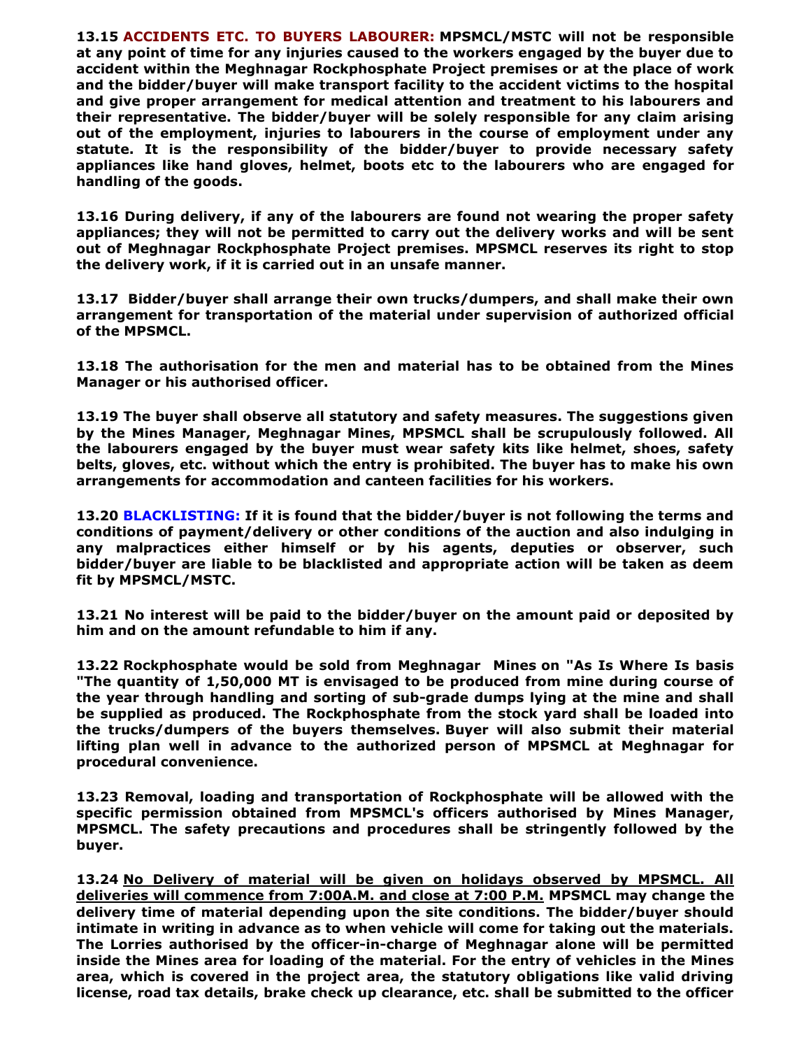**13.15 ACCIDENTS ETC. TO BUYERS LABOURER: MPSMCL/MSTC will not be responsible at any point of time for any injuries caused to the workers engaged by the buyer due to accident within the Meghnagar Rockphosphate Project premises or at the place of work and the bidder/buyer will make transport facility to the accident victims to the hospital and give proper arrangement for medical attention and treatment to his labourers and their representative. The bidder/buyer will be solely responsible for any claim arising out of the employment, injuries to labourers in the course of employment under any statute. It is the responsibility of the bidder/buyer to provide necessary safety appliances like hand gloves, helmet, boots etc to the labourers who are engaged for handling of the goods.**

**13.16 During delivery, if any of the labourers are found not wearing the proper safety appliances; they will not be permitted to carry out the delivery works and will be sent out of Meghnagar Rockphosphate Project premises. MPSMCL reserves its right to stop the delivery work, if it is carried out in an unsafe manner.**

**13.17 Bidder/buyer shall arrange their own trucks/dumpers, and shall make their own arrangement for transportation of the material under supervision of authorized official of the MPSMCL.**

**13.18 The authorisation for the men and material has to be obtained from the Mines Manager or his authorised officer.**

**13.19 The buyer shall observe all statutory and safety measures. The suggestions given by the Mines Manager, Meghnagar Mines, MPSMCL shall be scrupulously followed. All the labourers engaged by the buyer must wear safety kits like helmet, shoes, safety belts, gloves, etc. without which the entry is prohibited. The buyer has to make his own arrangements for accommodation and canteen facilities for his workers.**

**13.20 BLACKLISTING: If it is found that the bidder/buyer is not following the terms and conditions of payment/delivery or other conditions of the auction and also indulging in any malpractices either himself or by his agents, deputies or observer, such bidder/buyer are liable to be blacklisted and appropriate action will be taken as deem fit by MPSMCL/MSTC.**

**13.21 No interest will be paid to the bidder/buyer on the amount paid or deposited by him and on the amount refundable to him if any.**

**13.22 Rockphosphate would be sold from Meghnagar Mines on "As Is Where Is basis "The quantity of 1,50,000 MT is envisaged to be produced from mine during course of the year through handling and sorting of sub-grade dumps lying at the mine and shall be supplied as produced. The Rockphosphate from the stock yard shall be loaded into the trucks/dumpers of the buyers themselves. Buyer will also submit their material lifting plan well in advance to the authorized person of MPSMCL at Meghnagar for procedural convenience.**

**13.23 Removal, loading and transportation of Rockphosphate will be allowed with the specific permission obtained from MPSMCL's officers authorised by Mines Manager, MPSMCL. The safety precautions and procedures shall be stringently followed by the buyer.**

**13.24 <u>No Delivery of material will be given on holidays observed by MPSMCL. All deliveries will commence from 7:00A.M. and close at 7:00 P.M.</u> MPSMCL may change the delivery time of material depending upon the site conditions. The bidder/buyer should intimate in writing in advance as to when vehicle will come for taking out the materials. The Lorries authorised by the officer-in-charge of Meghnagar alone will be permitted inside the Mines area for loading of the material. For the entry of vehicles in the Mines area, which is covered in the project area, the statutory obligations like valid driving license, road tax details, brake check up clearance, etc. shall be submitted to the officer**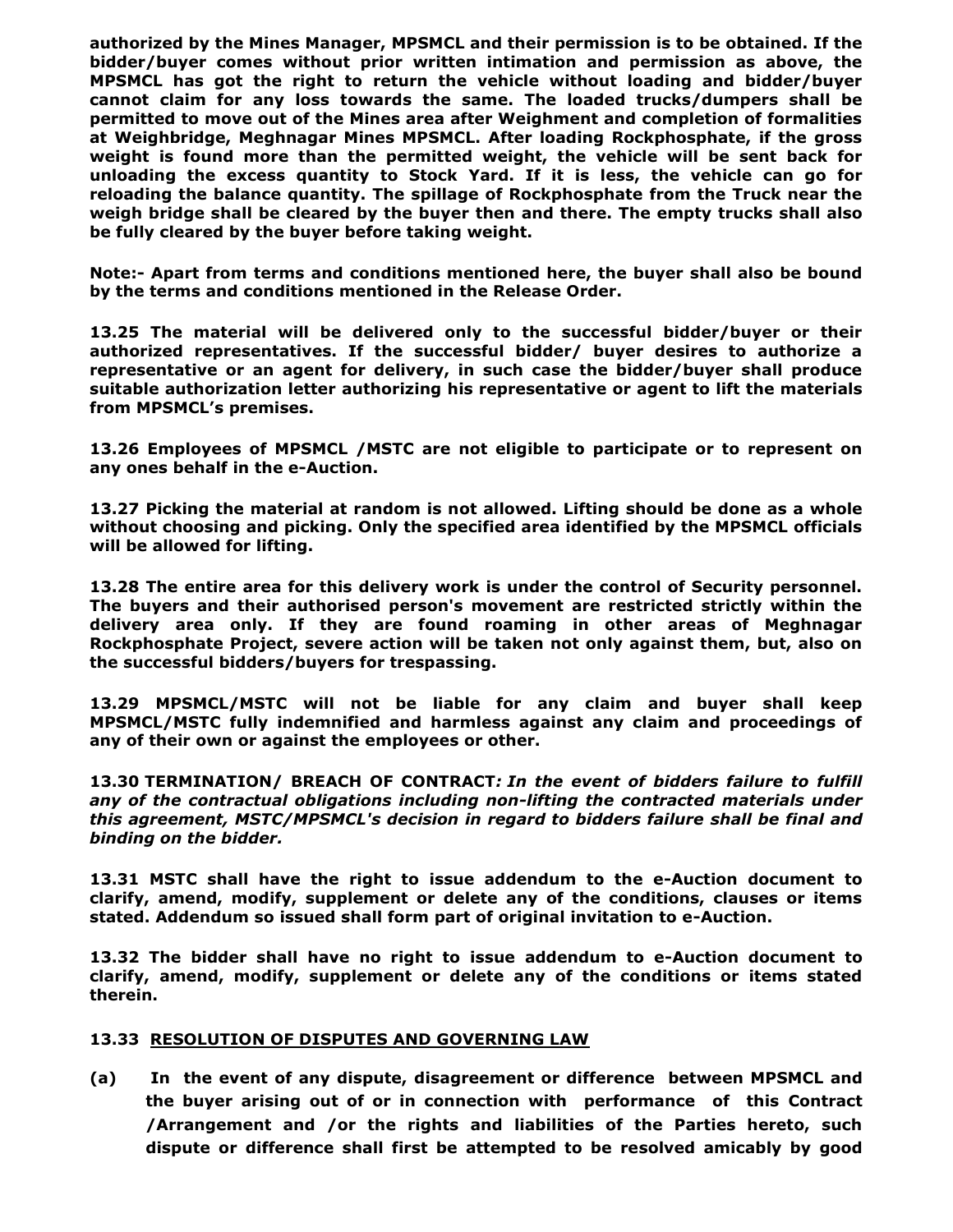**authorized by the Mines Manager, MPSMCL and their permission is to be obtained. If the bidder/buyer comes without prior written intimation and permission as above, the MPSMCL has got the right to return the vehicle without loading and bidder/buyer cannot claim for any loss towards the same. The loaded trucks/dumpers shall be permitted to move out of the Mines area after Weighment and completion of formalities at Weighbridge, Meghnagar Mines MPSMCL. After loading Rockphosphate, if the gross weight is found more than the permitted weight, the vehicle will be sent back for unloading the excess quantity to Stock Yard. If it is less, the vehicle can go for reloading the balance quantity. The spillage of Rockphosphate from the Truck near the weigh bridge shall be cleared by the buyer then and there. The empty trucks shall also be fully cleared by the buyer before taking weight.**

**Note:- Apart from terms and conditions mentioned here, the buyer shall also be bound by the terms and conditions mentioned in the Release Order.**

**13.25 The material will be delivered only to the successful bidder/buyer or their authorized representatives. If the successful bidder/ buyer desires to authorize a representative or an agent for delivery, in such case the bidder/buyer shall produce suitable authorization letter authorizing his representative or agent to lift the materials from MPSMCL's premises.**

**13.26 Employees of MPSMCL /MSTC are not eligible to participate or to represent on any ones behalf in the e-Auction.**

**13.27 Picking the material at random is not allowed. Lifting should be done as a whole without choosing and picking. Only the specified area identified by the MPSMCL officials will be allowed for lifting.**

**13.28 The entire area for this delivery work is under the control of Security personnel. The buyers and their authorised person's movement are restricted strictly within the delivery area only. If they are found roaming in other areas of Meghnagar Rockphosphate Project, severe action will be taken not only against them, but, also on the successful bidders/buyers for trespassing.**

**13.29 MPSMCL/MSTC will not be liable for any claim and buyer shall keep MPSMCL/MSTC fully indemnified and harmless against any claim and proceedings of any of their own or against the employees or other.**

**13.30 TERMINATION/ BREACH OF CONTRACT*: In the event of bidders failure to fulfill any of the contractual obligations including non-lifting the contracted materials under this agreement, MSTC/MPSMCL's decision in regard to bidders failure shall be final and binding on the bidder.***

**13.31 MSTC shall have the right to issue addendum to the e-Auction document to clarify, amend, modify, supplement or delete any of the conditions, clauses or items stated. Addendum so issued shall form part of original invitation to e-Auction.**

**13.32 The bidder shall have no right to issue addendum to e-Auction document to clarify, amend, modify, supplement or delete any of the conditions or items stated therein.**

**13.33 <u>RESOLUTION OF DISPUTES AND GOVERNING LAW</u>**

**(a) In the event of any dispute, disagreement or difference between MPSMCL and the buyer arising out of or in connection with performance of this Contract /Arrangement and /or the rights and liabilities of the Parties hereto, such dispute or difference shall first be attempted to be resolved amicably by good**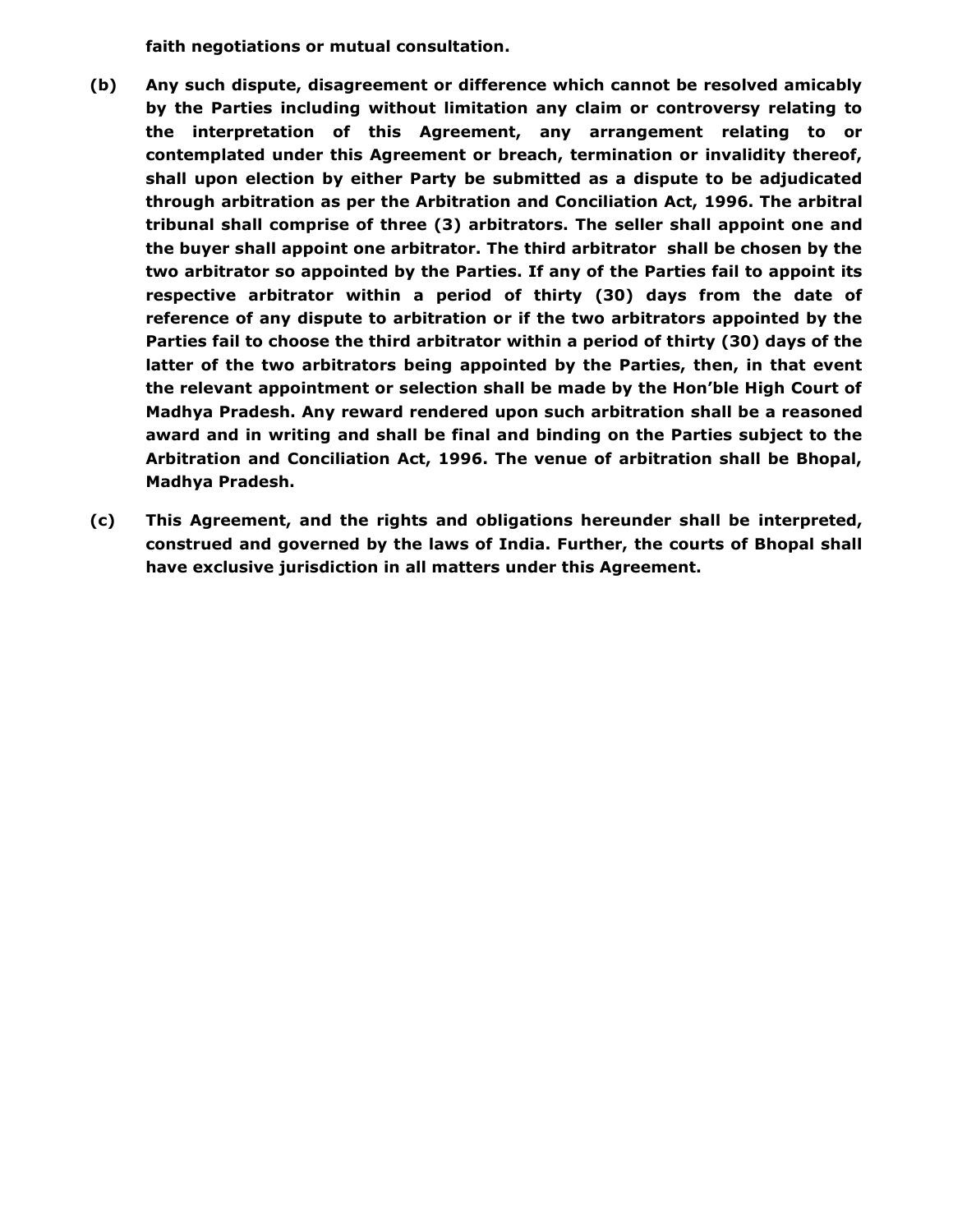**faith negotiations or mutual consultation.**

**(b) Any such dispute, disagreement or difference which cannot be resolved amicably by the Parties including without limitation any claim or controversy relating to the interpretation of this Agreement, any arrangement relating to or contemplated under this Agreement or breach, termination or invalidity thereof, shall upon election by either Party be submitted as a dispute to be adjudicated through arbitration as per the Arbitration and Conciliation Act, 1996. The arbitral tribunal shall comprise of three (3) arbitrators. The seller shall appoint one and the buyer shall appoint one arbitrator. The third arbitrator shall be chosen by the two arbitrator so appointed by the Parties. If any of the Parties fail to appoint its respective arbitrator within a period of thirty (30) days from the date of reference of any dispute to arbitration or if the two arbitrators appointed by the Parties fail to choose the third arbitrator within a period of thirty (30) days of the latter of the two arbitrators being appointed by the Parties, then, in that event the relevant appointment or selection shall be made by the Hon'ble High Court of Madhya Pradesh. Any reward rendered upon such arbitration shall be a reasoned award and in writing and shall be final and binding on the Parties subject to the Arbitration and Conciliation Act, 1996. The venue of arbitration shall be Bhopal, Madhya Pradesh.**

**(c) This Agreement, and the rights and obligations hereunder shall be interpreted, construed and governed by the laws of India. Further, the courts of Bhopal shall have exclusive jurisdiction in all matters under this Agreement.**